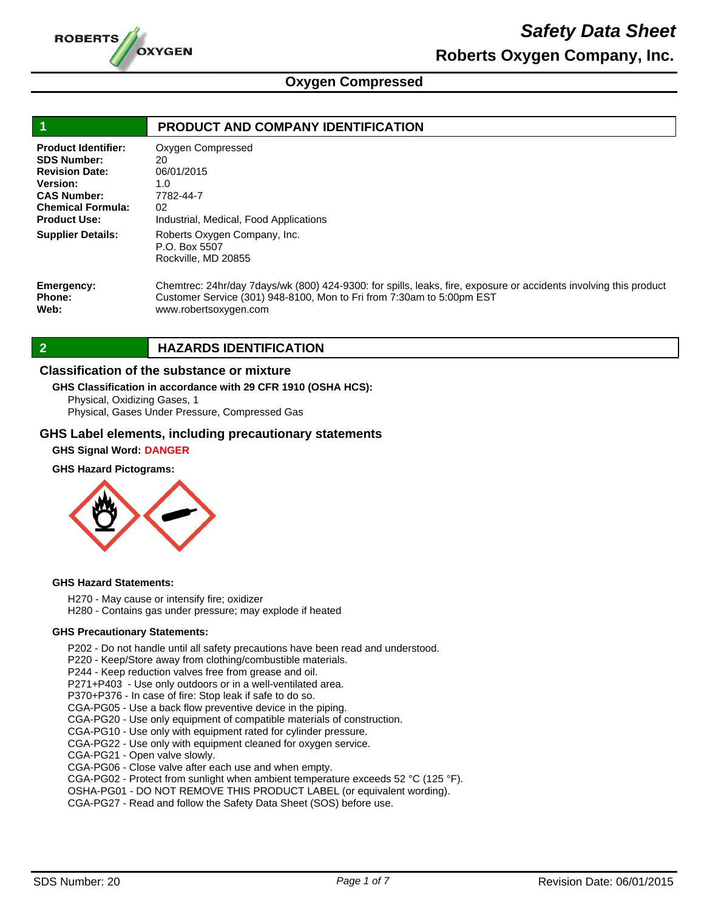# Safety Data Sheet

## Roberts Oxygen Company, Inc.

## Oxygen Compressed

## 1 PRODUCT AND COMPANY IDENTIFICATION

**Product Identifier:** Oxygen Compressed
**SDS Number:** 20
**Revision Date:** 06/01/2015
**Version:** 1.0
**CAS Number:** 7782-44-7
**Chemical Formula:** 02
**Product Use:** Industrial, Medical, Food Applications

**Supplier Details:** Roberts Oxygen Company, Inc.
P.O. Box 5507
Rockville, MD 20855

**Emergency:** Chemtrec: 24hr/day 7days/wk (800) 424-9300: for spills, leaks, fire, exposure or accidents involving this product
**Phone:** Customer Service (301) 948-8100, Mon to Fri from 7:30am to 5:00pm EST
**Web:** www.robertsoxygen.com

## 2 HAZARDS IDENTIFICATION

### Classification of the substance or mixture

**GHS Classification in accordance with 29 CFR 1910 (OSHA HCS):**

Physical, Oxidizing Gases, 1
Physical, Gases Under Pressure, Compressed Gas

### GHS Label elements, including precautionary statements

**GHS Signal Word:** DANGER

**GHS Hazard Pictograms:**

**GHS Hazard Statements:**

H270 - May cause or intensify fire; oxidizer
H280 - Contains gas under pressure; may explode if heated

**GHS Precautionary Statements:**

P202 - Do not handle until all safety precautions have been read and understood.
P220 - Keep/Store away from clothing/combustible materials.
P244 - Keep reduction valves free from grease and oil.
P271+P403 - Use only outdoors or in a well-ventilated area.
P370+P376 - In case of fire: Stop leak if safe to do so.
CGA-PG05 - Use a back flow preventive device in the piping.
CGA-PG20 - Use only equipment of compatible materials of construction.
CGA-PG10 - Use only with equipment rated for cylinder pressure.
CGA-PG22 - Use only with equipment cleaned for oxygen service.
CGA-PG21 - Open valve slowly.
CGA-PG06 - Close valve after each use and when empty.
CGA-PG02 - Protect from sunlight when ambient temperature exceeds 52 °C (125 °F).
OSHA-PG01 - DO NOT REMOVE THIS PRODUCT LABEL (or equivalent wording).
CGA-PG27 - Read and follow the Safety Data Sheet (SOS) before use.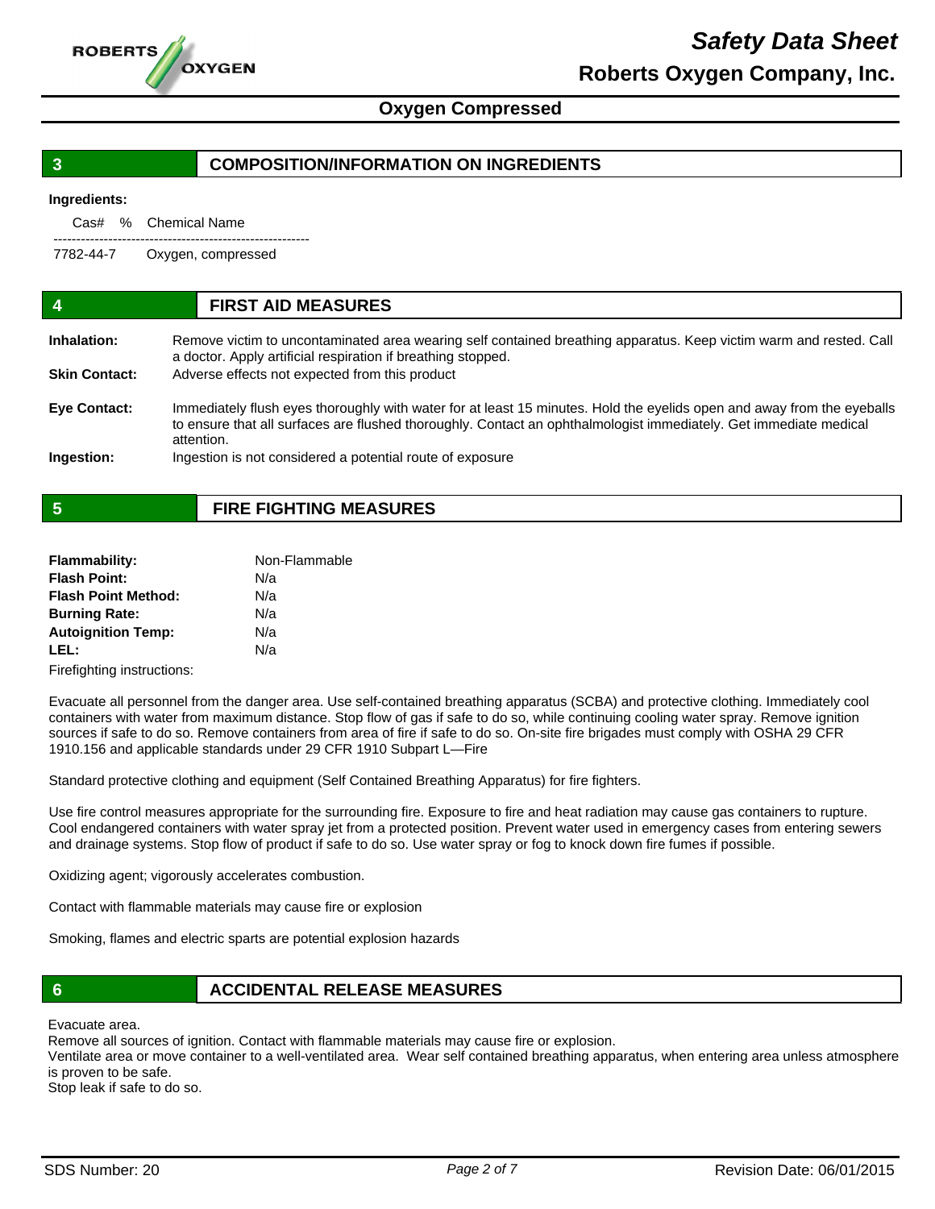## 3 COMPOSITION/INFORMATION ON INGREDIENTS

**Ingredients:**

| Cas# | % | Chemical Name |
|---|---|---|
| 7782-44-7 | | Oxygen, compressed |

## 4 FIRST AID MEASURES

**Inhalation:** Remove victim to uncontaminated area wearing self contained breathing apparatus. Keep victim warm and rested. Call a doctor. Apply artificial respiration if breathing stopped.

**Skin Contact:** Adverse effects not expected from this product

**Eye Contact:** Immediately flush eyes thoroughly with water for at least 15 minutes. Hold the eyelids open and away from the eyeballs to ensure that all surfaces are flushed thoroughly. Contact an ophthalmologist immediately. Get immediate medical attention.

**Ingestion:** Ingestion is not considered a potential route of exposure

## 5 FIRE FIGHTING MEASURES

**Flammability:** Non-Flammable
**Flash Point:** N/a
**Flash Point Method:** N/a
**Burning Rate:** N/a
**Autoignition Temp:** N/a
**LEL:** N/a

Firefighting instructions:

Evacuate all personnel from the danger area. Use self-contained breathing apparatus (SCBA) and protective clothing. Immediately cool containers with water from maximum distance. Stop flow of gas if safe to do so, while continuing cooling water spray. Remove ignition sources if safe to do so. Remove containers from area of fire if safe to do so. On-site fire brigades must comply with OSHA 29 CFR 1910.156 and applicable standards under 29 CFR 1910 Subpart L—Fire

Standard protective clothing and equipment (Self Contained Breathing Apparatus) for fire fighters.

Use fire control measures appropriate for the surrounding fire. Exposure to fire and heat radiation may cause gas containers to rupture. Cool endangered containers with water spray jet from a protected position. Prevent water used in emergency cases from entering sewers and drainage systems. Stop flow of product if safe to do so. Use water spray or fog to knock down fire fumes if possible.

Oxidizing agent; vigorously accelerates combustion.

Contact with flammable materials may cause fire or explosion

Smoking, flames and electric sparts are potential explosion hazards

## 6 ACCIDENTAL RELEASE MEASURES

Evacuate area.
Remove all sources of ignition. Contact with flammable materials may cause fire or explosion.
Ventilate area or move container to a well-ventilated area. Wear self contained breathing apparatus, when entering area unless atmosphere is proven to be safe.
Stop leak if safe to do so.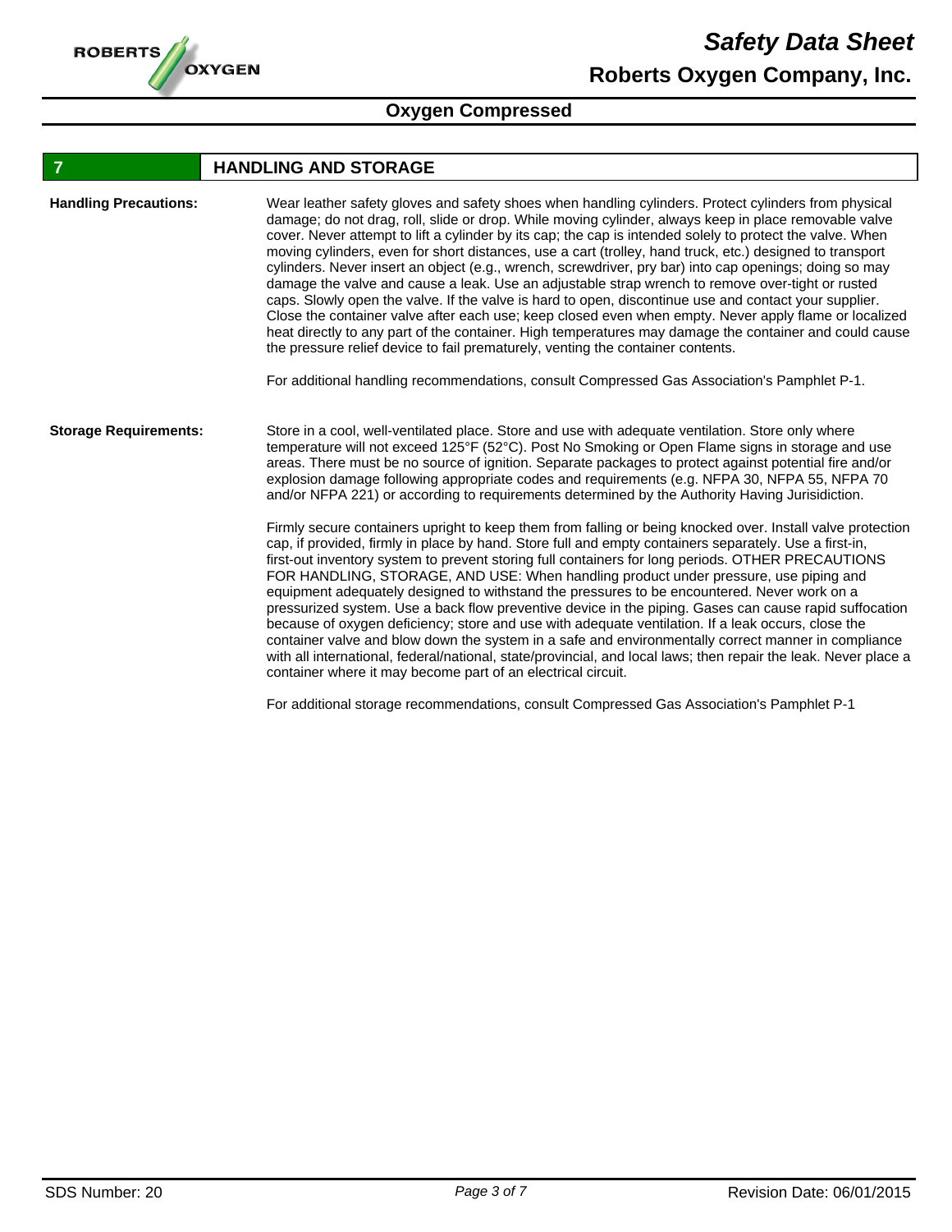## 7 HANDLING AND STORAGE

**Handling Precautions:**

Wear leather safety gloves and safety shoes when handling cylinders. Protect cylinders from physical damage; do not drag, roll, slide or drop. While moving cylinder, always keep in place removable valve cover. Never attempt to lift a cylinder by its cap; the cap is intended solely to protect the valve. When moving cylinders, even for short distances, use a cart (trolley, hand truck, etc.) designed to transport cylinders. Never insert an object (e.g., wrench, screwdriver, pry bar) into cap openings; doing so may damage the valve and cause a leak. Use an adjustable strap wrench to remove over-tight or rusted caps. Slowly open the valve. If the valve is hard to open, discontinue use and contact your supplier. Close the container valve after each use; keep closed even when empty. Never apply flame or localized heat directly to any part of the container. High temperatures may damage the container and could cause the pressure relief device to fail prematurely, venting the container contents.

For additional handling recommendations, consult Compressed Gas Association's Pamphlet P-1.

**Storage Requirements:**

Store in a cool, well-ventilated place. Store and use with adequate ventilation. Store only where temperature will not exceed 125°F (52°C). Post No Smoking or Open Flame signs in storage and use areas. There must be no source of ignition. Separate packages to protect against potential fire and/or explosion damage following appropriate codes and requirements (e.g. NFPA 30, NFPA 55, NFPA 70 and/or NFPA 221) or according to requirements determined by the Authority Having Jurisidiction.

Firmly secure containers upright to keep them from falling or being knocked over. Install valve protection cap, if provided, firmly in place by hand. Store full and empty containers separately. Use a first-in, first-out inventory system to prevent storing full containers for long periods. OTHER PRECAUTIONS FOR HANDLING, STORAGE, AND USE: When handling product under pressure, use piping and equipment adequately designed to withstand the pressures to be encountered. Never work on a pressurized system. Use a back flow preventive device in the piping. Gases can cause rapid suffocation because of oxygen deficiency; store and use with adequate ventilation. If a leak occurs, close the container valve and blow down the system in a safe and environmentally correct manner in compliance with all international, federal/national, state/provincial, and local laws; then repair the leak. Never place a container where it may become part of an electrical circuit.

For additional storage recommendations, consult Compressed Gas Association's Pamphlet P-1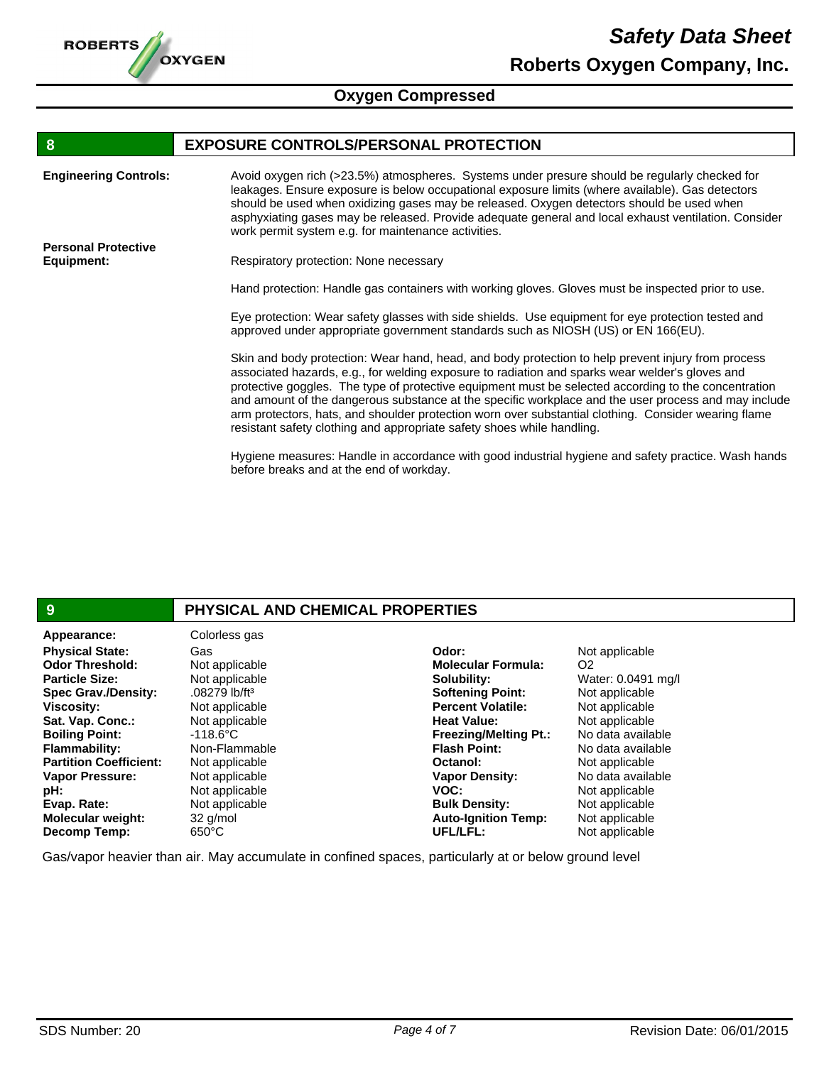## 8 EXPOSURE CONTROLS/PERSONAL PROTECTION

**Engineering Controls:** Avoid oxygen rich (>23.5%) atmospheres. Systems under presure should be regularly checked for leakages. Ensure exposure is below occupational exposure limits (where available). Gas detectors should be used when oxidizing gases may be released. Oxygen detectors should be used when asphyxiating gases may be released. Provide adequate general and local exhaust ventilation. Consider work permit system e.g. for maintenance activities.

**Personal Protective Equipment:**

Respiratory protection: None necessary

Hand protection: Handle gas containers with working gloves. Gloves must be inspected prior to use.

Eye protection: Wear safety glasses with side shields. Use equipment for eye protection tested and approved under appropriate government standards such as NIOSH (US) or EN 166(EU).

Skin and body protection: Wear hand, head, and body protection to help prevent injury from process associated hazards, e.g., for welding exposure to radiation and sparks wear welder's gloves and protective goggles. The type of protective equipment must be selected according to the concentration and amount of the dangerous substance at the specific workplace and the user process and may include arm protectors, hats, and shoulder protection worn over substantial clothing. Consider wearing flame resistant safety clothing and appropriate safety shoes while handling.

Hygiene measures: Handle in accordance with good industrial hygiene and safety practice. Wash hands before breaks and at the end of workday.

## 9 PHYSICAL AND CHEMICAL PROPERTIES

**Appearance:** Colorless gas

| Property | Value | Property | Value |
|---|---|---|---|
| **Physical State:** | Gas | **Odor:** | Not applicable |
| **Odor Threshold:** | Not applicable | **Molecular Formula:** | $O_2$ |
| **Particle Size:** | Not applicable | **Solubility:** | Water: 0.0491 mg/l |
| **Spec Grav./Density:** | .08279 lb/ft³ | **Softening Point:** | Not applicable |
| **Viscosity:** | Not applicable | **Percent Volatile:** | Not applicable |
| **Sat. Vap. Conc.:** | Not applicable | **Heat Value:** | Not applicable |
| **Boiling Point:** | -118.6°C | **Freezing/Melting Pt.:** | No data available |
| **Flammability:** | Non-Flammable | **Flash Point:** | No data available |
| **Partition Coefficient:** | Not applicable | **Octanol:** | Not applicable |
| **Vapor Pressure:** | Not applicable | **Vapor Density:** | No data available |
| **pH:** | Not applicable | **VOC:** | Not applicable |
| **Evap. Rate:** | Not applicable | **Bulk Density:** | Not applicable |
| **Molecular weight:** | 32 g/mol | **Auto-Ignition Temp:** | Not applicable |
| **Decomp Temp:** | 650°C | **UFL/LFL:** | Not applicable |

Gas/vapor heavier than air. May accumulate in confined spaces, particularly at or below ground level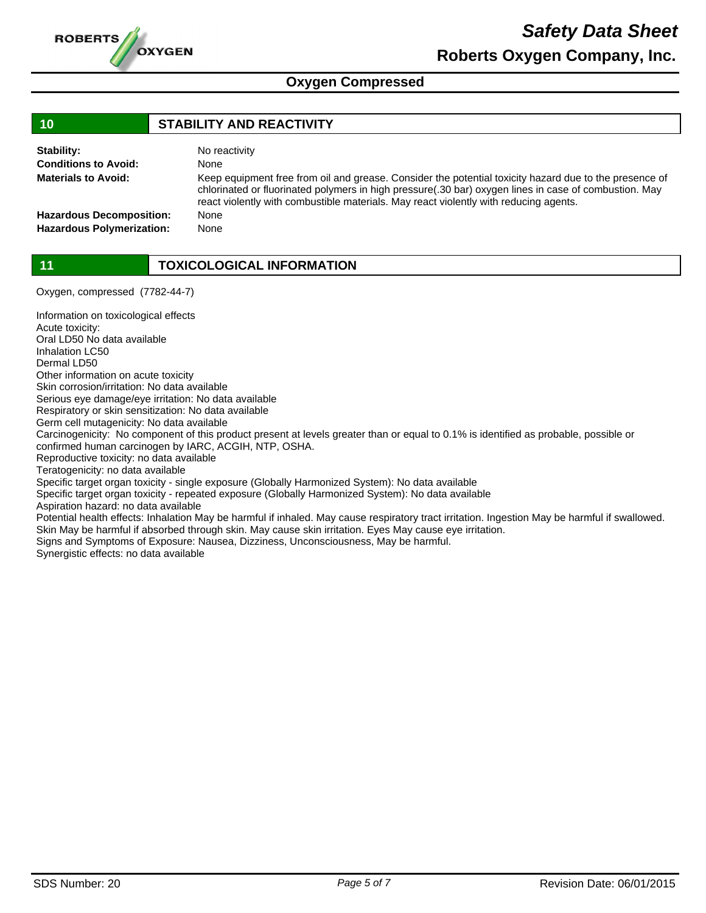## 10 STABILITY AND REACTIVITY

**Stability:** No reactivity

**Conditions to Avoid:** None

**Materials to Avoid:** Keep equipment free from oil and grease. Consider the potential toxicity hazard due to the presence of chlorinated or fluorinated polymers in high pressure(.30 bar) oxygen lines in case of combustion. May react violently with combustible materials. May react violently with reducing agents.

**Hazardous Decomposition:** None

**Hazardous Polymerization:** None

## 11 TOXICOLOGICAL INFORMATION

Oxygen, compressed (7782-44-7)

Information on toxicological effects
Acute toxicity:
Oral LD50 No data available
Inhalation LC50
Dermal LD50
Other information on acute toxicity
Skin corrosion/irritation: No data available
Serious eye damage/eye irritation: No data available
Respiratory or skin sensitization: No data available
Germ cell mutagenicity: No data available
Carcinogenicity: No component of this product present at levels greater than or equal to 0.1% is identified as probable, possible or confirmed human carcinogen by IARC, ACGIH, NTP, OSHA.
Reproductive toxicity: no data available
Teratogenicity: no data available
Specific target organ toxicity - single exposure (Globally Harmonized System): No data available
Specific target organ toxicity - repeated exposure (Globally Harmonized System): No data available
Aspiration hazard: no data available
Potential health effects: Inhalation May be harmful if inhaled. May cause respiratory tract irritation. Ingestion May be harmful if swallowed. Skin May be harmful if absorbed through skin. May cause skin irritation. Eyes May cause eye irritation.
Signs and Symptoms of Exposure: Nausea, Dizziness, Unconsciousness, May be harmful.
Synergistic effects: no data available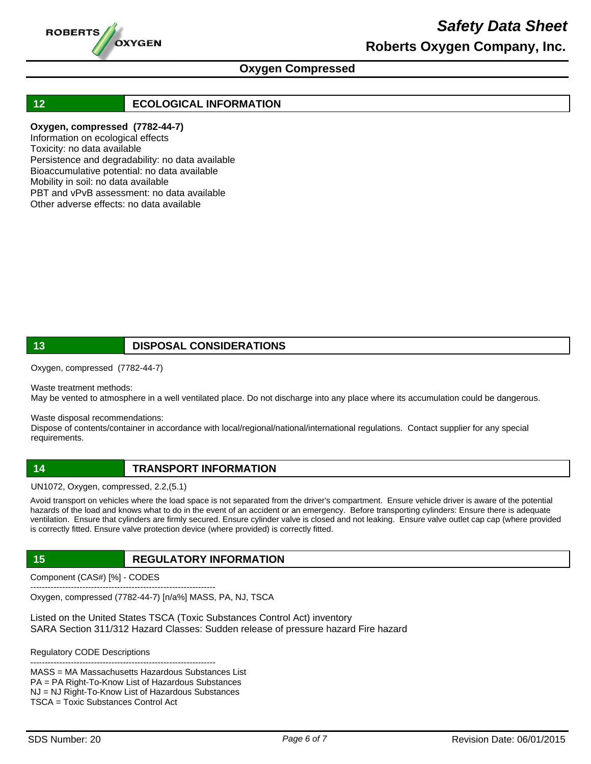## 12 ECOLOGICAL INFORMATION

**Oxygen, compressed (7782-44-7)**

Information on ecological effects
Toxicity: no data available
Persistence and degradability: no data available
Bioaccumulative potential: no data available
Mobility in soil: no data available
PBT and vPvB assessment: no data available
Other adverse effects: no data available

## 13 DISPOSAL CONSIDERATIONS

Oxygen, compressed (7782-44-7)

Waste treatment methods:
May be vented to atmosphere in a well ventilated place. Do not discharge into any place where its accumulation could be dangerous.

Waste disposal recommendations:
Dispose of contents/container in accordance with local/regional/national/international regulations. Contact supplier for any special requirements.

## 14 TRANSPORT INFORMATION

UN1072, Oxygen, compressed, 2.2,(5.1)

Avoid transport on vehicles where the load space is not separated from the driver's compartment. Ensure vehicle driver is aware of the potential hazards of the load and knows what to do in the event of an accident or an emergency. Before transporting cylinders: Ensure there is adequate ventilation. Ensure that cylinders are firmly secured. Ensure cylinder valve is closed and not leaking. Ensure valve outlet cap cap (where provided is correctly fitted. Ensure valve protection device (where provided) is correctly fitted.

## 15 REGULATORY INFORMATION

Component (CAS#) [%] - CODES
----------------------------------------------------------------
Oxygen, compressed (7782-44-7) [n/a%] MASS, PA, NJ, TSCA

Listed on the United States TSCA (Toxic Substances Control Act) inventory
SARA Section 311/312 Hazard Classes: Sudden release of pressure hazard Fire hazard

Regulatory CODE Descriptions
----------------------------------------------------------------
MASS = MA Massachusetts Hazardous Substances List
PA = PA Right-To-Know List of Hazardous Substances
NJ = NJ Right-To-Know List of Hazardous Substances
TSCA = Toxic Substances Control Act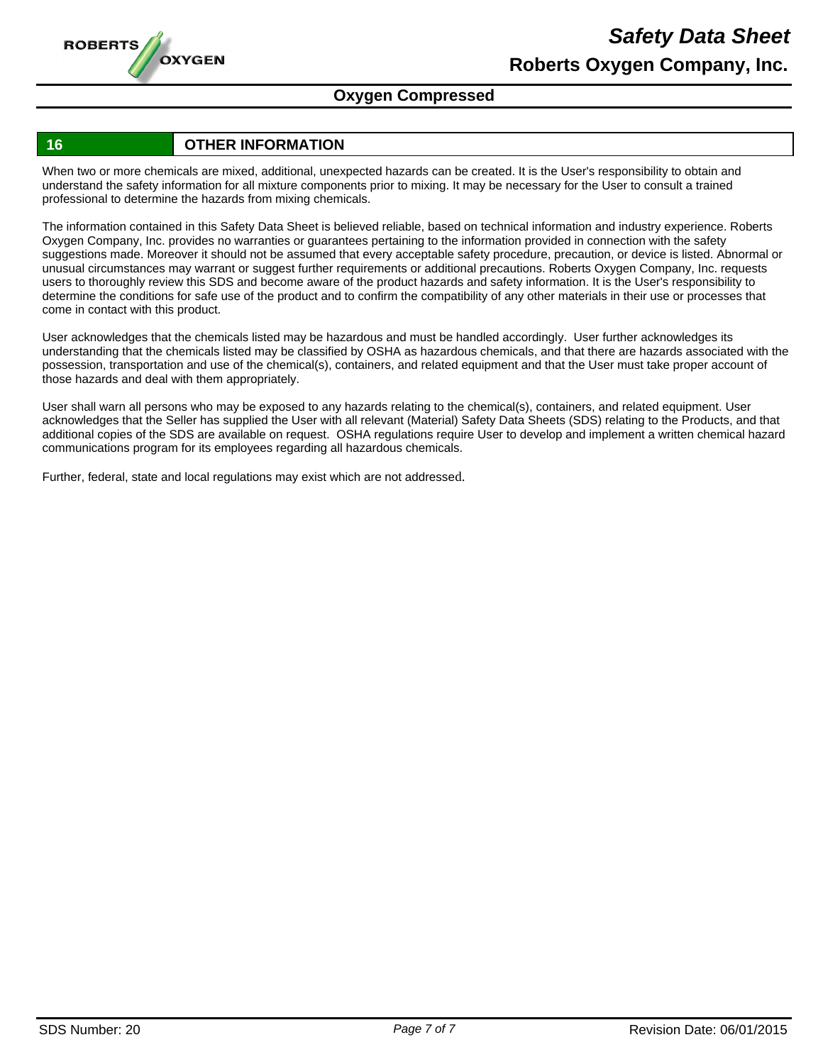## 16 OTHER INFORMATION

When two or more chemicals are mixed, additional, unexpected hazards can be created. It is the User's responsibility to obtain and understand the safety information for all mixture components prior to mixing. It may be necessary for the User to consult a trained professional to determine the hazards from mixing chemicals.

The information contained in this Safety Data Sheet is believed reliable, based on technical information and industry experience. Roberts Oxygen Company, Inc. provides no warranties or guarantees pertaining to the information provided in connection with the safety suggestions made. Moreover it should not be assumed that every acceptable safety procedure, precaution, or device is listed. Abnormal or unusual circumstances may warrant or suggest further requirements or additional precautions. Roberts Oxygen Company, Inc. requests users to thoroughly review this SDS and become aware of the product hazards and safety information. It is the User's responsibility to determine the conditions for safe use of the product and to confirm the compatibility of any other materials in their use or processes that come in contact with this product.

User acknowledges that the chemicals listed may be hazardous and must be handled accordingly. User further acknowledges its understanding that the chemicals listed may be classified by OSHA as hazardous chemicals, and that there are hazards associated with the possession, transportation and use of the chemical(s), containers, and related equipment and that the User must take proper account of those hazards and deal with them appropriately.

User shall warn all persons who may be exposed to any hazards relating to the chemical(s), containers, and related equipment. User acknowledges that the Seller has supplied the User with all relevant (Material) Safety Data Sheets (SDS) relating to the Products, and that additional copies of the SDS are available on request. OSHA regulations require User to develop and implement a written chemical hazard communications program for its employees regarding all hazardous chemicals.

Further, federal, state and local regulations may exist which are not addressed.